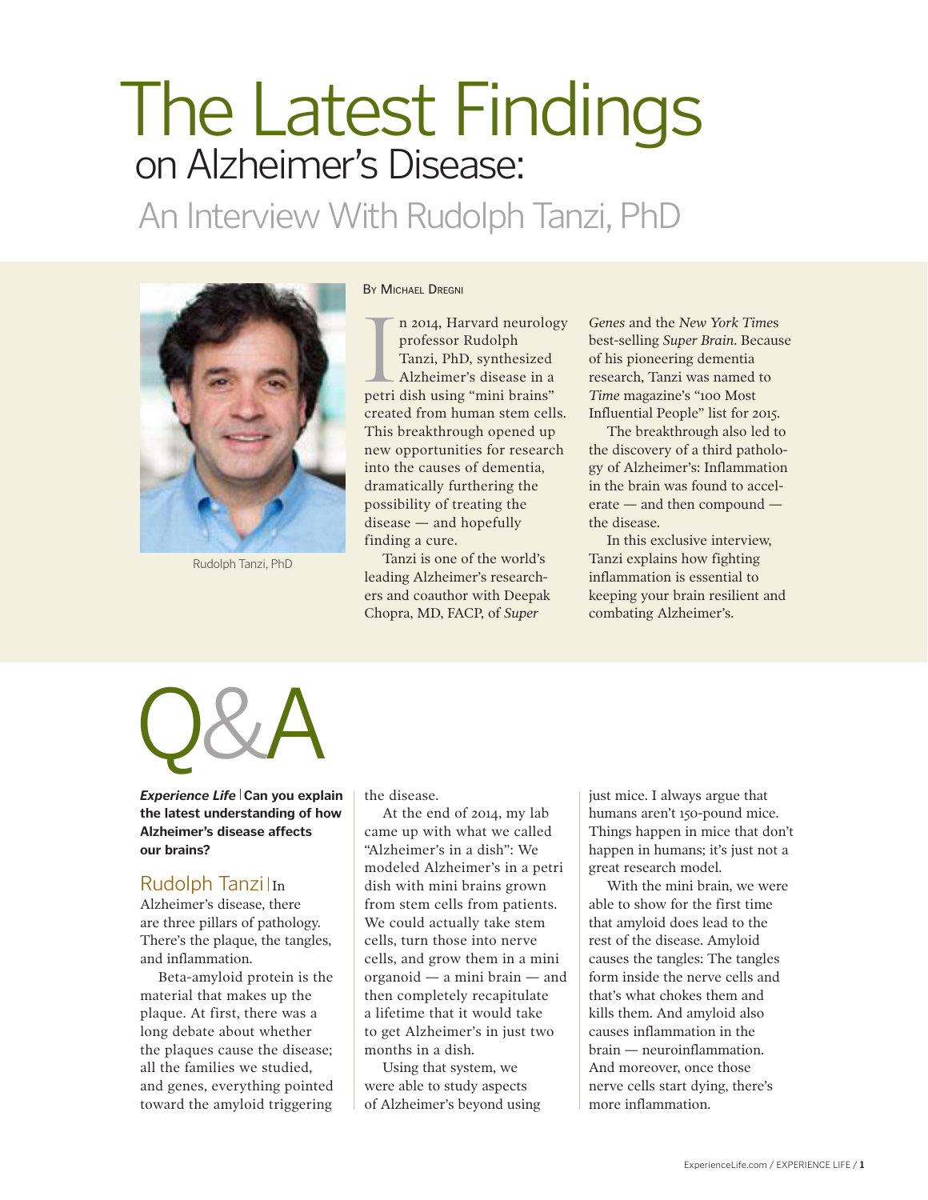# The Latest Findings on Alzheimer's Disease:

## An Interview With Rudolph Tanzi, PhD

Rudolph Tanzi, PhD

By Michael Dregni

In 2014, Harvard neurology professor Rudolph Tanzi, PhD, synthesized Alzheimer's disease in a petri dish using "mini brains" created from human stem cells. This breakthrough opened up new opportunities for research into the causes of dementia, dramatically furthering the possibility of treating the disease — and hopefully finding a cure.

Tanzi is one of the world's leading Alzheimer's researchers and coauthor with Deepak Chopra, MD, FACP, of *Super Genes* and the *New York Times* best-selling *Super Brain*. Because of his pioneering dementia research, Tanzi was named to *Time* magazine's "100 Most Influential People" list for 2015.

The breakthrough also led to the discovery of a third pathology of Alzheimer's: Inflammation in the brain was found to accelerate — and then compound — the disease.

In this exclusive interview, Tanzi explains how fighting inflammation is essential to keeping your brain resilient and combating Alzheimer's.

## Q&A

***Experience Life*** | **Can you explain the latest understanding of how Alzheimer's disease affects our brains?**

**Rudolph Tanzi** | In Alzheimer's disease, there are three pillars of pathology. There's the plaque, the tangles, and inflammation.

Beta-amyloid protein is the material that makes up the plaque. At first, there was a long debate about whether the plaques cause the disease; all the families we studied, and genes, everything pointed toward the amyloid triggering the disease.

At the end of 2014, my lab came up with what we called "Alzheimer's in a dish": We modeled Alzheimer's in a petri dish with mini brains grown from stem cells from patients. We could actually take stem cells, turn those into nerve cells, and grow them in a mini organoid — a mini brain — and then completely recapitulate a lifetime that it would take to get Alzheimer's in just two months in a dish.

Using that system, we were able to study aspects of Alzheimer's beyond using just mice. I always argue that humans aren't 150-pound mice. Things happen in mice that don't happen in humans; it's just not a great research model.

With the mini brain, we were able to show for the first time that amyloid does lead to the rest of the disease. Amyloid causes the tangles: The tangles form inside the nerve cells and that's what chokes them and kills them. And amyloid also causes inflammation in the brain — neuroinflammation. And moreover, once those nerve cells start dying, there's more inflammation.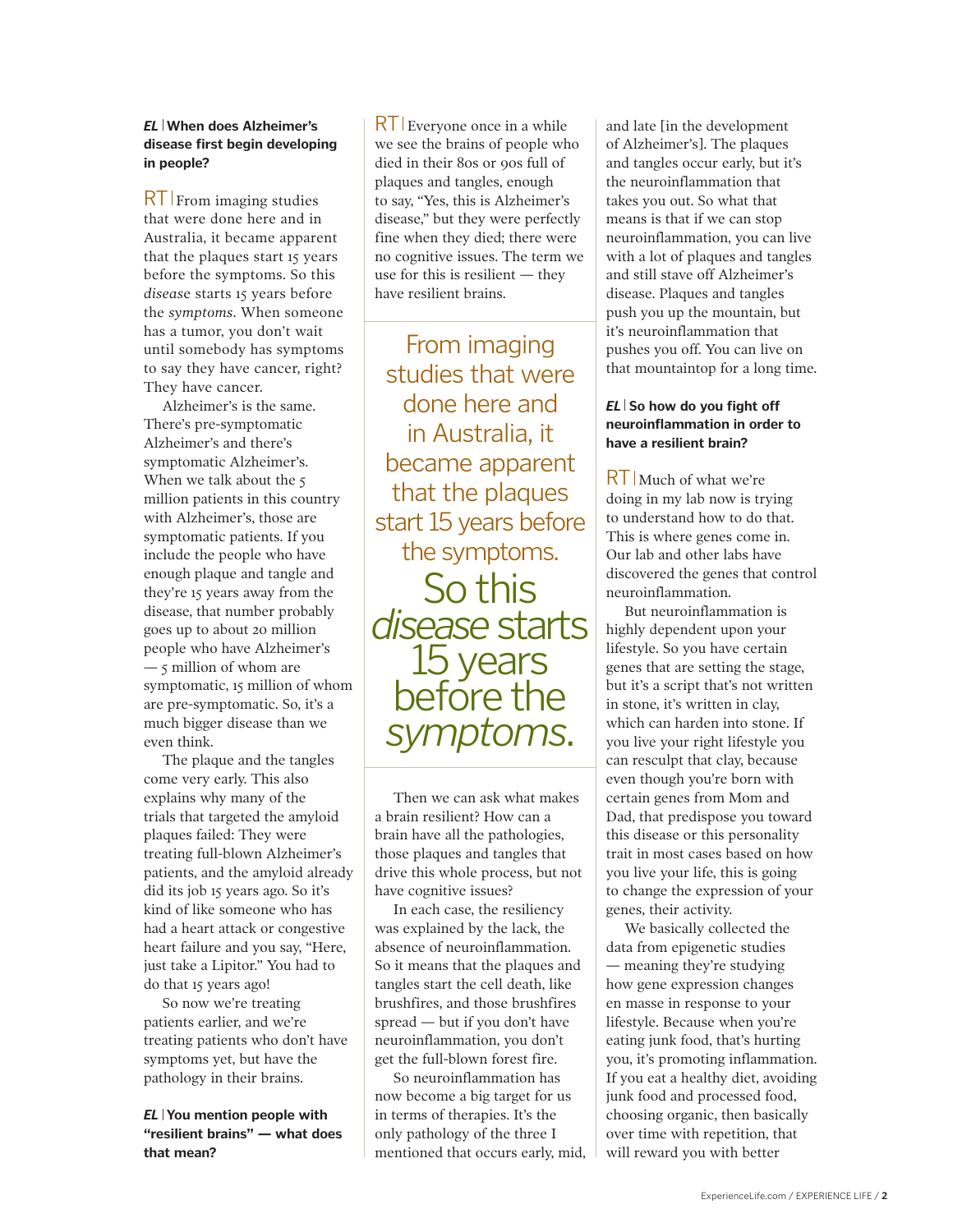**EL | When does Alzheimer's disease first begin developing in people?**

RT | From imaging studies that were done here and in Australia, it became apparent that the plaques start 15 years before the symptoms. So this *disease* starts 15 years before the *symptoms*. When someone has a tumor, you don't wait until somebody has symptoms to say they have cancer, right? They have cancer.

Alzheimer's is the same. There's pre-symptomatic Alzheimer's and there's symptomatic Alzheimer's. When we talk about the 5 million patients in this country with Alzheimer's, those are symptomatic patients. If you include the people who have enough plaque and tangle and they're 15 years away from the disease, that number probably goes up to about 20 million people who have Alzheimer's — 5 million of whom are symptomatic, 15 million of whom are pre-symptomatic. So, it's a much bigger disease than we even think.

The plaque and the tangles come very early. This also explains why many of the trials that targeted the amyloid plaques failed: They were treating full-blown Alzheimer's patients, and the amyloid already did its job 15 years ago. So it's kind of like someone who has had a heart attack or congestive heart failure and you say, "Here, just take a Lipitor." You had to do that 15 years ago!

So now we're treating patients earlier, and we're treating patients who don't have symptoms yet, but have the pathology in their brains.

**EL | You mention people with "resilient brains" — what does that mean?**

RT | Everyone once in a while we see the brains of people who died in their 80s or 90s full of plaques and tangles, enough to say, "Yes, this is Alzheimer's disease," but they were perfectly fine when they died; there were no cognitive issues. The term we use for this is resilient — they have resilient brains.

> From imaging studies that were done here and in Australia, it became apparent that the plaques start 15 years before the symptoms. So this *disease* starts 15 years before the *symptoms*.

Then we can ask what makes a brain resilient? How can a brain have all the pathologies, those plaques and tangles that drive this whole process, but not have cognitive issues?

In each case, the resiliency was explained by the lack, the absence of neuroinflammation. So it means that the plaques and tangles start the cell death, like brushfires, and those brushfires spread — but if you don't have neuroinflammation, you don't get the full-blown forest fire.

So neuroinflammation has now become a big target for us in terms of therapies. It's the only pathology of the three I mentioned that occurs early, mid, and late [in the development of Alzheimer's]. The plaques and tangles occur early, but it's the neuroinflammation that takes you out. So what that means is that if we can stop neuroinflammation, you can live with a lot of plaques and tangles and still stave off Alzheimer's disease. Plaques and tangles push you up the mountain, but it's neuroinflammation that pushes you off. You can live on that mountaintop for a long time.

**EL | So how do you fight off neuroinflammation in order to have a resilient brain?**

RT | Much of what we're doing in my lab now is trying to understand how to do that. This is where genes come in. Our lab and other labs have discovered the genes that control neuroinflammation.

But neuroinflammation is highly dependent upon your lifestyle. So you have certain genes that are setting the stage, but it's a script that's not written in stone, it's written in clay, which can harden into stone. If you live your right lifestyle you can resculpt that clay, because even though you're born with certain genes from Mom and Dad, that predispose you toward this disease or this personality trait in most cases based on how you live your life, this is going to change the expression of your genes, their activity.

We basically collected the data from epigenetic studies — meaning they're studying how gene expression changes en masse in response to your lifestyle. Because when you're eating junk food, that's hurting you, it's promoting inflammation. If you eat a healthy diet, avoiding junk food and processed food, choosing organic, then basically over time with repetition, that will reward you with better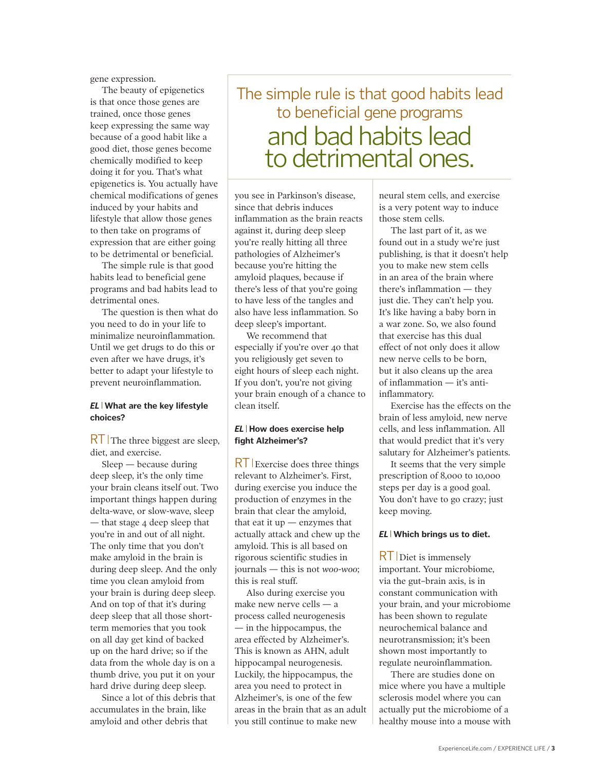gene expression.

The beauty of epigenetics is that once those genes are trained, once those genes keep expressing the same way because of a good habit like a good diet, those genes become chemically modified to keep doing it for you. That's what epigenetics is. You actually have chemical modifications of genes induced by your habits and lifestyle that allow those genes to then take on programs of expression that are either going to be detrimental or beneficial.

The simple rule is that good habits lead to beneficial gene programs and bad habits lead to detrimental ones.

The question is then what do you need to do in your life to minimalize neuroinflammation. Until we get drugs to do this or even after we have drugs, it's better to adapt your lifestyle to prevent neuroinflammation.

> The simple rule is that good habits lead to beneficial gene programs and bad habits lead to detrimental ones.

**EL | What are the key lifestyle choices?**

RT | The three biggest are sleep, diet, and exercise.

Sleep — because during deep sleep, it's the only time your brain cleans itself out. Two important things happen during delta-wave, or slow-wave, sleep — that stage 4 deep sleep that you're in and out of all night. The only time that you don't make amyloid in the brain is during deep sleep. And the only time you clean amyloid from your brain is during deep sleep. And on top of that it's during deep sleep that all those short-term memories that you took on all day get kind of backed up on the hard drive; so if the data from the whole day is on a thumb drive, you put it on your hard drive during deep sleep.

Since a lot of this debris that accumulates in the brain, like amyloid and other debris that you see in Parkinson's disease, since that debris induces inflammation as the brain reacts against it, during deep sleep you're really hitting all three pathologies of Alzheimer's because you're hitting the amyloid plaques, because if there's less of that you're going to have less of the tangles and also have less inflammation. So deep sleep's important.

We recommend that especially if you're over 40 that you religiously get seven to eight hours of sleep each night. If you don't, you're not giving your brain enough of a chance to clean itself.

**EL | How does exercise help fight Alzheimer's?**

RT | Exercise does three things relevant to Alzheimer's. First, during exercise you induce the production of enzymes in the brain that clear the amyloid, that eat it up — enzymes that actually attack and chew up the amyloid. This is all based on rigorous scientific studies in journals — this is not *woo-woo*; this is real stuff.

Also during exercise you make new nerve cells — a process called neurogenesis — in the hippocampus, the area effected by Alzheimer's. This is known as AHN, adult hippocampal neurogenesis. Luckily, the hippocampus, the area you need to protect in Alzheimer's, is one of the few areas in the brain that as an adult you still continue to make new neural stem cells, and exercise is a very potent way to induce those stem cells.

The last part of it, as we found out in a study we're just publishing, is that it doesn't help you to make new stem cells in an area of the brain where there's inflammation — they just die. They can't help you. It's like having a baby born in a war zone. So, we also found that exercise has this dual effect of not only does it allow new nerve cells to be born, but it also cleans up the area of inflammation — it's anti-inflammatory.

Exercise has the effects on the brain of less amyloid, new nerve cells, and less inflammation. All that would predict that it's very salutary for Alzheimer's patients.

It seems that the very simple prescription of 8,000 to 10,000 steps per day is a good goal. You don't have to go crazy; just keep moving.

**EL | Which brings us to diet.**

RT | Diet is immensely important. Your microbiome, via the gut–brain axis, is in constant communication with your brain, and your microbiome has been shown to regulate neurochemical balance and neurotransmission; it's been shown most importantly to regulate neuroinflammation.

There are studies done on mice where you have a multiple sclerosis model where you can actually put the microbiome of a healthy mouse into a mouse with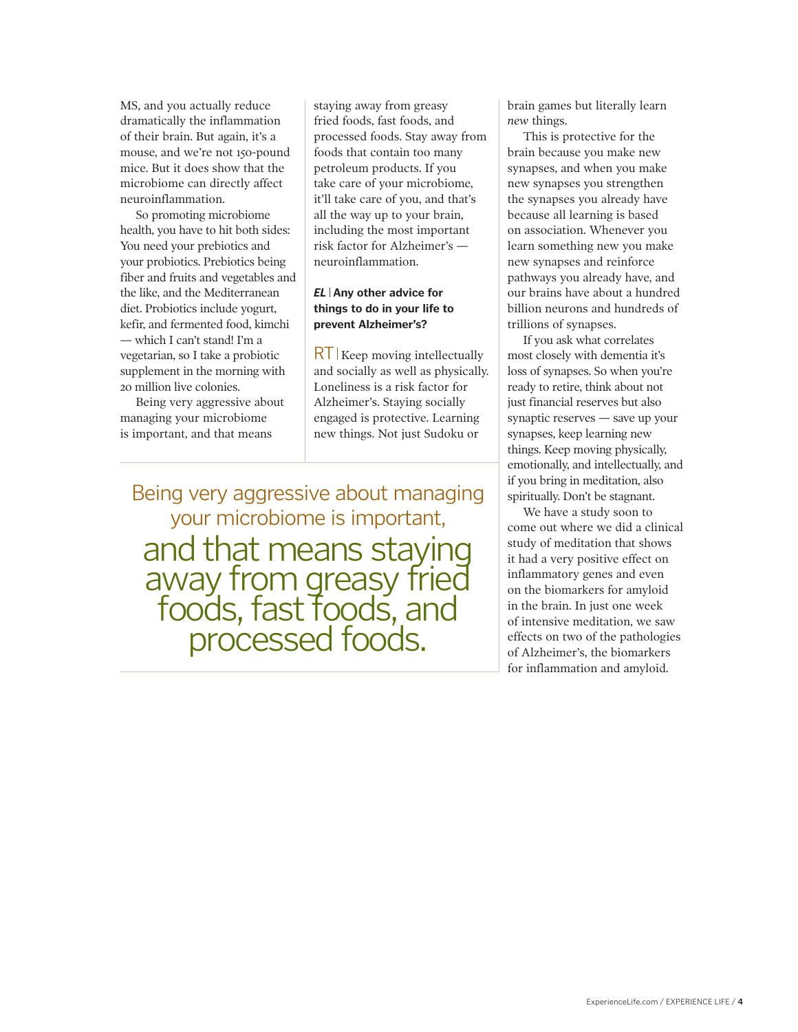MS, and you actually reduce dramatically the inflammation of their brain. But again, it's a mouse, and we're not 150-pound mice. But it does show that the microbiome can directly affect neuroinflammation.

So promoting microbiome health, you have to hit both sides: You need your prebiotics and your probiotics. Prebiotics being fiber and fruits and vegetables and the like, and the Mediterranean diet. Probiotics include yogurt, kefir, and fermented food, kimchi — which I can't stand! I'm a vegetarian, so I take a probiotic supplement in the morning with 20 million live colonies.

Being very aggressive about managing your microbiome is important, and that means staying away from greasy fried foods, fast foods, and processed foods. Stay away from foods that contain too many petroleum products. If you take care of your microbiome, it'll take care of you, and that's all the way up to your brain, including the most important risk factor for Alzheimer's — neuroinflammation.

***EL* | Any other advice for things to do in your life to prevent Alzheimer's?**

RT | Keep moving intellectually and socially as well as physically. Loneliness is a risk factor for Alzheimer's. Staying socially engaged is protective. Learning new things. Not just Sudoku or brain games but literally learn *new* things.

This is protective for the brain because you make new synapses, and when you make new synapses you strengthen the synapses you already have because all learning is based on association. Whenever you learn something new you make new synapses and reinforce pathways you already have, and our brains have about a hundred billion neurons and hundreds of trillions of synapses.

If you ask what correlates most closely with dementia it's loss of synapses. So when you're ready to retire, think about not just financial reserves but also synaptic reserves — save up your synapses, keep learning new things. Keep moving physically, emotionally, and intellectually, and if you bring in meditation, also spiritually. Don't be stagnant.

We have a study soon to come out where we did a clinical study of meditation that shows it had a very positive effect on inflammatory genes and even on the biomarkers for amyloid in the brain. In just one week of intensive meditation, we saw effects on two of the pathologies of Alzheimer's, the biomarkers for inflammation and amyloid.

> Being very aggressive about managing your microbiome is important, and that means staying away from greasy fried foods, fast foods, and processed foods.